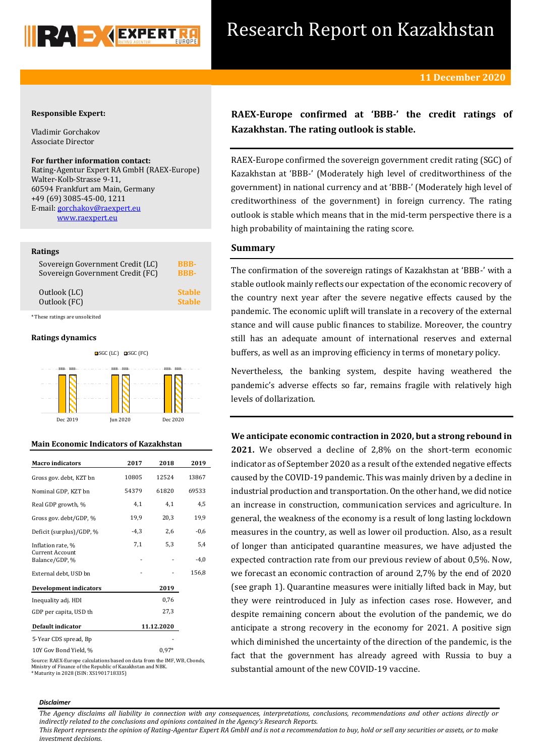# Research Report on Kazakhstan

**11 December 2020**

**Responsible Expert:**

Vladimir Gorchakov
Associate Director

**For further information contact:**
Rating-Agentur Expert RA GmbH (RAEX-Europe)
Walter-Kolb-Strasse 9-11,
60594 Frankfurt am Main, Germany
+49 (69) 3085-45-00, 1211
E-mail: gorchakov@raexpert.eu
www.raexpert.eu

**Ratings**

| | |
|---|---|
| Sovereign Government Credit (LC) | BBB- |
| Sovereign Government Credit (FC) | BBB- |
| Outlook (LC) | Stable |
| Outlook (FC) | Stable |

*These ratings are unsolicited

**Ratings dynamics**

SGC (LC) / SGC (FC): Dec 2019: BBB- / BBB-; Jun 2020: BBB- / BBB-; Dec 2020: BBB- / BBB-

**Main Economic Indicators of Kazakhstan**

| Macro indicators | 2017 | 2018 | 2019 |
|---|---|---|---|
| Gross gov. debt, KZT bn | 10805 | 12524 | 13867 |
| Nominal GDP, KZT bn | 54379 | 61820 | 69533 |
| Real GDP growth, % | 4,1 | 4,1 | 4,5 |
| Gross gov. debt/GDP, % | 19,9 | 20,3 | 19,9 |
| Deficit (surplus)/GDP, % | -4,3 | 2,6 | -0,6 |
| Inflation rate, % | 7,1 | 5,3 | 5,4 |
| Current Account Balance/GDP, % | - | - | -4,0 |
| External debt, USD bn | - | - | 156,8 |

| Development indicators | 2019 |
|---|---|
| Inequality adj. HDI | 0,76 |
| GDP per capita, USD th | 27,3 |

| Default indicator | 11.12.2020 |
|---|---|
| 5-Year CDS spread, Bp | - |
| 10Y Gov Bond Yield, % | 0,97* |

Source: RAEX-Europe calculations based on data from the IMF, WB, Cbonds, Ministry of Finance of the Republic of Kazakhstan and NBK.
*Maturity in 2028 (ISIN: XS1901718335)

## RAEX-Europe confirmed at 'BBB-' the credit ratings of Kazakhstan. The rating outlook is stable.

RAEX-Europe confirmed the sovereign government credit rating (SGC) of Kazakhstan at 'BBB-' (Moderately high level of creditworthiness of the government) in national currency and at 'BBB-' (Moderately high level of creditworthiness of the government) in foreign currency. The rating outlook is stable which means that in the mid-term perspective there is a high probability of maintaining the rating score.

## Summary

The confirmation of the sovereign ratings of Kazakhstan at 'BBB-' with a stable outlook mainly reflects our expectation of the economic recovery of the country next year after the severe negative effects caused by the pandemic. The economic uplift will translate in a recovery of the external stance and will cause public finances to stabilize. Moreover, the country still has an adequate amount of international reserves and external buffers, as well as an improving efficiency in terms of monetary policy.

Nevertheless, the banking system, despite having weathered the pandemic's adverse effects so far, remains fragile with relatively high levels of dollarization.

**We anticipate economic contraction in 2020, but a strong rebound in 2021.** We observed a decline of 2,8% on the short-term economic indicator as of September 2020 as a result of the extended negative effects caused by the COVID-19 pandemic. This was mainly driven by a decline in industrial production and transportation. On the other hand, we did notice an increase in construction, communication services and agriculture. In general, the weakness of the economy is a result of long lasting lockdown measures in the country, as well as lower oil production. Also, as a result of longer than anticipated quarantine measures, we have adjusted the expected contraction rate from our previous review of about 0,5%. Now, we forecast an economic contraction of around 2,7% by the end of 2020 (see graph 1). Quarantine measures were initially lifted back in May, but they were reintroduced in July as infection cases rose. However, and despite remaining concern about the evolution of the pandemic, we do anticipate a strong recovery in the economy for 2021. A positive sign which diminished the uncertainty of the direction of the pandemic, is the fact that the government has already agreed with Russia to buy a substantial amount of the new COVID-19 vaccine.

*Disclaimer*

*The Agency disclaims all liability in connection with any consequences, interpretations, conclusions, recommendations and other actions directly or indirectly related to the conclusions and opinions contained in the Agency's Research Reports.*
*This Report represents the opinion of Rating-Agentur Expert RA GmbH and is not a recommendation to buy, hold or sell any securities or assets, or to make investment decisions.*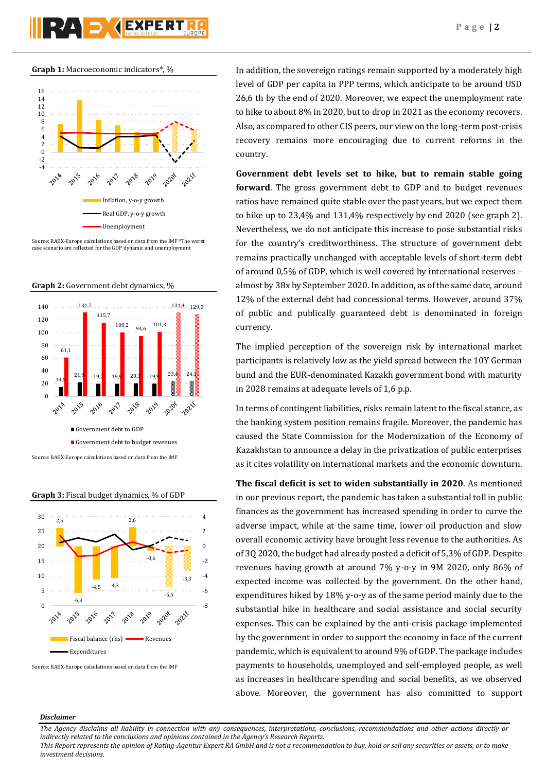**Graph 1:** Macroeconomic indicators*, %

Source: RAEX-Europe calculations based on data from the IMF *The worst case scenario are reflected for the GDP dynamic and unemployment

**Graph 2:** Government debt dynamics, %

Source: RAEX-Europe calculations based on data from the IMF

**Graph 3:** Fiscal budget dynamics, % of GDP

Source: RAEX-Europe calculations based on data from the IMF

In addition, the sovereign ratings remain supported by a moderately high level of GDP per capita in PPP terms, which anticipate to be around USD 26,6 th by the end of 2020. Moreover, we expect the unemployment rate to hike to about 8% in 2020, but to drop in 2021 as the economy recovers. Also, as compared to other CIS peers, our view on the long-term post-crisis recovery remains more encouraging due to current reforms in the country.

**Government debt levels set to hike, but to remain stable going forward**. The gross government debt to GDP and to budget revenues ratios have remained quite stable over the past years, but we expect them to hike up to 23,4% and 131,4% respectively by end 2020 (see graph 2). Nevertheless, we do not anticipate this increase to pose substantial risks for the country's creditworthiness. The structure of government debt remains practically unchanged with acceptable levels of short-term debt of around 0,5% of GDP, which is well covered by international reserves – almost by 38x by September 2020. In addition, as of the same date, around 12% of the external debt had concessional terms. However, around 37% of public and publically guaranteed debt is denominated in foreign currency.

The implied perception of the sovereign risk by international market participants is relatively low as the yield spread between the 10Y German bund and the EUR-denominated Kazakh government bond with maturity in 2028 remains at adequate levels of 1,6 p.p.

In terms of contingent liabilities, risks remain latent to the fiscal stance, as the banking system position remains fragile. Moreover, the pandemic has caused the State Commission for the Modernization of the Economy of Kazakhstan to announce a delay in the privatization of public enterprises as it cites volatility on international markets and the economic downturn.

**The fiscal deficit is set to widen substantially in 2020**. As mentioned in our previous report, the pandemic has taken a substantial toll in public finances as the government has increased spending in order to curve the adverse impact, while at the same time, lower oil production and slow overall economic activity have brought less revenue to the authorities. As of 3Q 2020, the budget had already posted a deficit of 5,3% of GDP. Despite revenues having growth at around 7% y-o-y in 9M 2020, only 86% of expected income was collected by the government. On the other hand, expenditures hiked by 18% y-o-y as of the same period mainly due to the substantial hike in healthcare and social assistance and social security expenses. This can be explained by the anti-crisis package implemented by the government in order to support the economy in face of the current pandemic, which is equivalent to around 9% of GDP. The package includes payments to households, unemployed and self-employed people, as well as increases in healthcare spending and social benefits, as we observed above. Moreover, the government has also committed to support

*Disclaimer*

*The Agency disclaims all liability in connection with any consequences, interpretations, conclusions, recommendations and other actions directly or indirectly related to the conclusions and opinions contained in the Agency's Research Reports.*
*This Report represents the opinion of Rating-Agentur Expert RA GmbH and is not a recommendation to buy, hold or sell any securities or assets, or to make investment decisions.*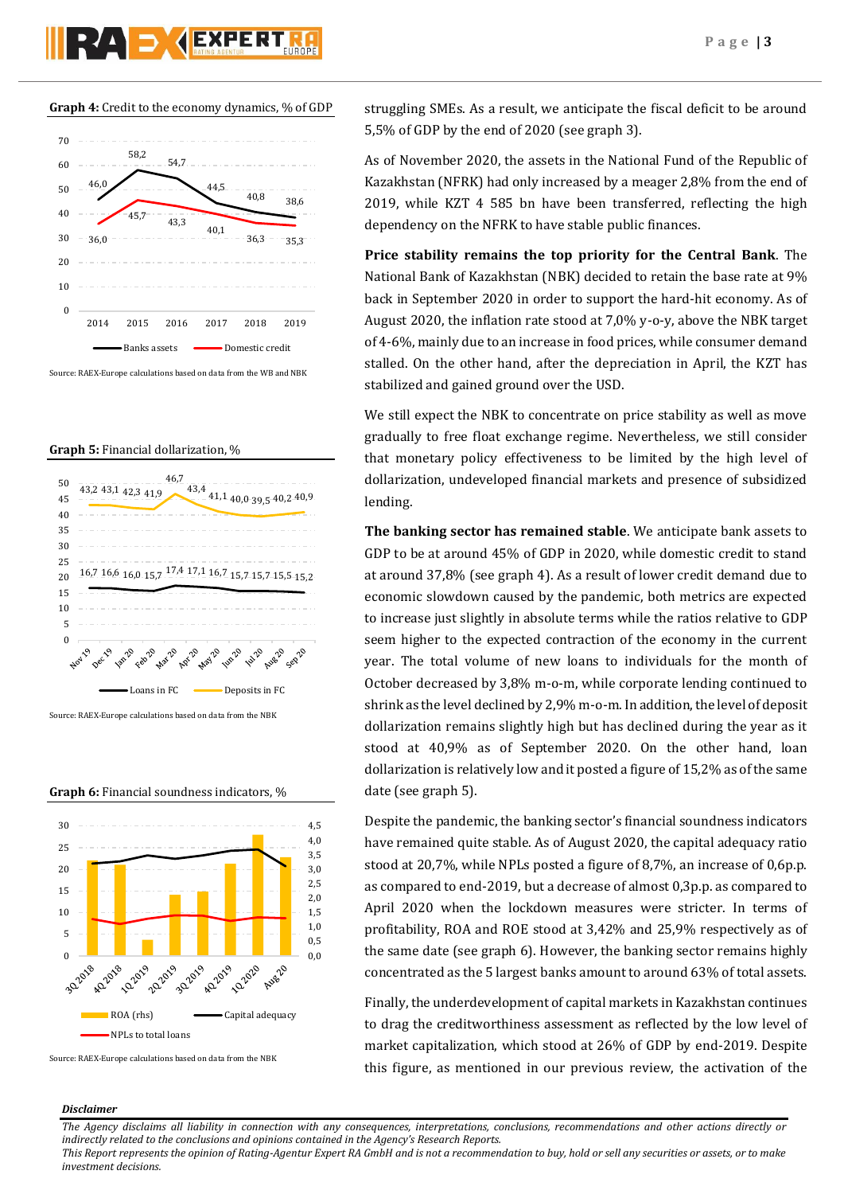**Graph 4:** Credit to the economy dynamics, % of GDP

Source: RAEX-Europe calculations based on data from the WB and NBK

**Graph 5:** Financial dollarization, %

Source: RAEX-Europe calculations based on data from the NBK

**Graph 6:** Financial soundness indicators, %

Source: RAEX-Europe calculations based on data from the NBK

struggling SMEs. As a result, we anticipate the fiscal deficit to be around 5,5% of GDP by the end of 2020 (see graph 3).

As of November 2020, the assets in the National Fund of the Republic of Kazakhstan (NFRK) had only increased by a meager 2,8% from the end of 2019, while KZT 4 585 bn have been transferred, reflecting the high dependency on the NFRK to have stable public finances.

**Price stability remains the top priority for the Central Bank**. The National Bank of Kazakhstan (NBK) decided to retain the base rate at 9% back in September 2020 in order to support the hard-hit economy. As of August 2020, the inflation rate stood at 7,0% y-o-y, above the NBK target of 4-6%, mainly due to an increase in food prices, while consumer demand stalled. On the other hand, after the depreciation in April, the KZT has stabilized and gained ground over the USD.

We still expect the NBK to concentrate on price stability as well as move gradually to free float exchange regime. Nevertheless, we still consider that monetary policy effectiveness to be limited by the high level of dollarization, undeveloped financial markets and presence of subsidized lending.

**The banking sector has remained stable**. We anticipate bank assets to GDP to be at around 45% of GDP in 2020, while domestic credit to stand at around 37,8% (see graph 4). As a result of lower credit demand due to economic slowdown caused by the pandemic, both metrics are expected to increase just slightly in absolute terms while the ratios relative to GDP seem higher to the expected contraction of the economy in the current year. The total volume of new loans to individuals for the month of October decreased by 3,8% m-o-m, while corporate lending continued to shrink as the level declined by 2,9% m-o-m. In addition, the level of deposit dollarization remains slightly high but has declined during the year as it stood at 40,9% as of September 2020. On the other hand, loan dollarization is relatively low and it posted a figure of 15,2% as of the same date (see graph 5).

Despite the pandemic, the banking sector's financial soundness indicators have remained quite stable. As of August 2020, the capital adequacy ratio stood at 20,7%, while NPLs posted a figure of 8,7%, an increase of 0,6p.p. as compared to end-2019, but a decrease of almost 0,3p.p. as compared to April 2020 when the lockdown measures were stricter. In terms of profitability, ROA and ROE stood at 3,42% and 25,9% respectively as of the same date (see graph 6). However, the banking sector remains highly concentrated as the 5 largest banks amount to around 63% of total assets.

Finally, the underdevelopment of capital markets in Kazakhstan continues to drag the creditworthiness assessment as reflected by the low level of market capitalization, which stood at 26% of GDP by end-2019. Despite this figure, as mentioned in our previous review, the activation of the

***Disclaimer***

*The Agency disclaims all liability in connection with any consequences, interpretations, conclusions, recommendations and other actions directly or indirectly related to the conclusions and opinions contained in the Agency's Research Reports.*
*This Report represents the opinion of Rating-Agentur Expert RA GmbH and is not a recommendation to buy, hold or sell any securities or assets, or to make investment decisions.*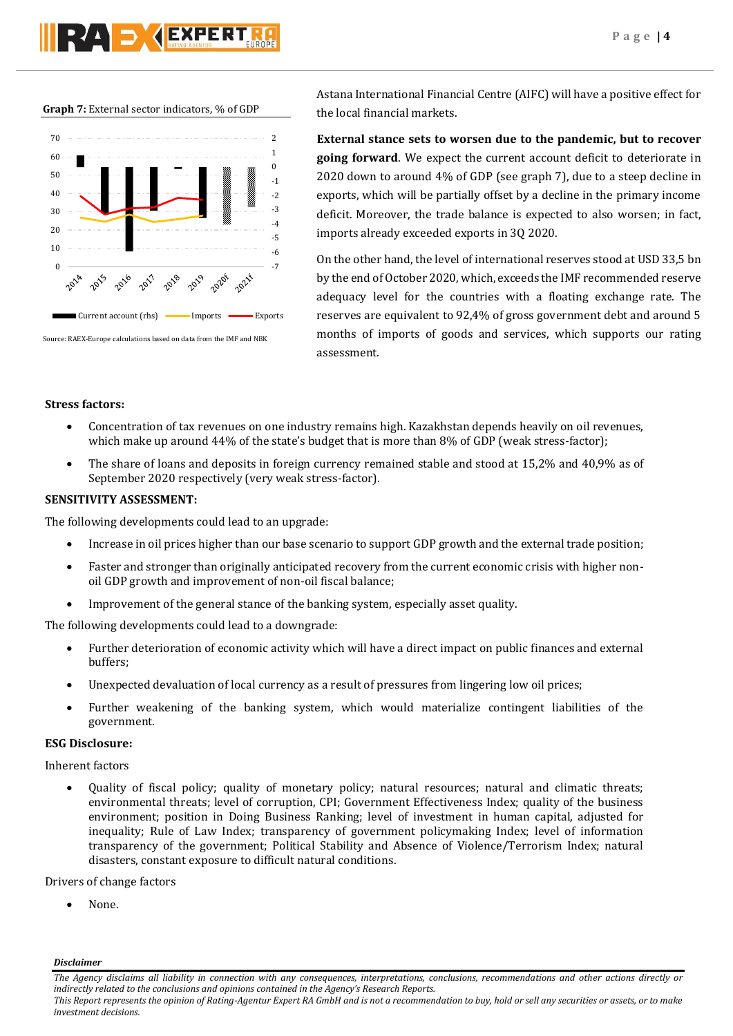**Graph 7:** External sector indicators, % of GDP

Source: RAEX-Europe calculations based on data from the IMF and NBK

Astana International Financial Centre (AIFC) will have a positive effect for the local financial markets.

**External stance sets to worsen due to the pandemic, but to recover going forward**. We expect the current account deficit to deteriorate in 2020 down to around 4% of GDP (see graph 7), due to a steep decline in exports, which will be partially offset by a decline in the primary income deficit. Moreover, the trade balance is expected to also worsen; in fact, imports already exceeded exports in 3Q 2020.

On the other hand, the level of international reserves stood at USD 33,5 bn by the end of October 2020, which, exceeds the IMF recommended reserve adequacy level for the countries with a floating exchange rate. The reserves are equivalent to 92,4% of gross government debt and around 5 months of imports of goods and services, which supports our rating assessment.

**Stress factors:**

- Concentration of tax revenues on one industry remains high. Kazakhstan depends heavily on oil revenues, which make up around 44% of the state's budget that is more than 8% of GDP (weak stress-factor);
- The share of loans and deposits in foreign currency remained stable and stood at 15,2% and 40,9% as of September 2020 respectively (very weak stress-factor).

**SENSITIVITY ASSESSMENT:**

The following developments could lead to an upgrade:

- Increase in oil prices higher than our base scenario to support GDP growth and the external trade position;
- Faster and stronger than originally anticipated recovery from the current economic crisis with higher non-oil GDP growth and improvement of non-oil fiscal balance;
- Improvement of the general stance of the banking system, especially asset quality.

The following developments could lead to a downgrade:

- Further deterioration of economic activity which will have a direct impact on public finances and external buffers;
- Unexpected devaluation of local currency as a result of pressures from lingering low oil prices;
- Further weakening of the banking system, which would materialize contingent liabilities of the government.

**ESG Disclosure:**

Inherent factors

- Quality of fiscal policy; quality of monetary policy; natural resources; natural and climatic threats; environmental threats; level of corruption, CPI; Government Effectiveness Index; quality of the business environment; position in Doing Business Ranking; level of investment in human capital, adjusted for inequality; Rule of Law Index; transparency of government policymaking Index; level of information transparency of the government; Political Stability and Absence of Violence/Terrorism Index; natural disasters, constant exposure to difficult natural conditions.

Drivers of change factors

- None.

***Disclaimer***

*The Agency disclaims all liability in connection with any consequences, interpretations, conclusions, recommendations and other actions directly or indirectly related to the conclusions and opinions contained in the Agency's Research Reports.*

*This Report represents the opinion of Rating-Agentur Expert RA GmbH and is not a recommendation to buy, hold or sell any securities or assets, or to make investment decisions.*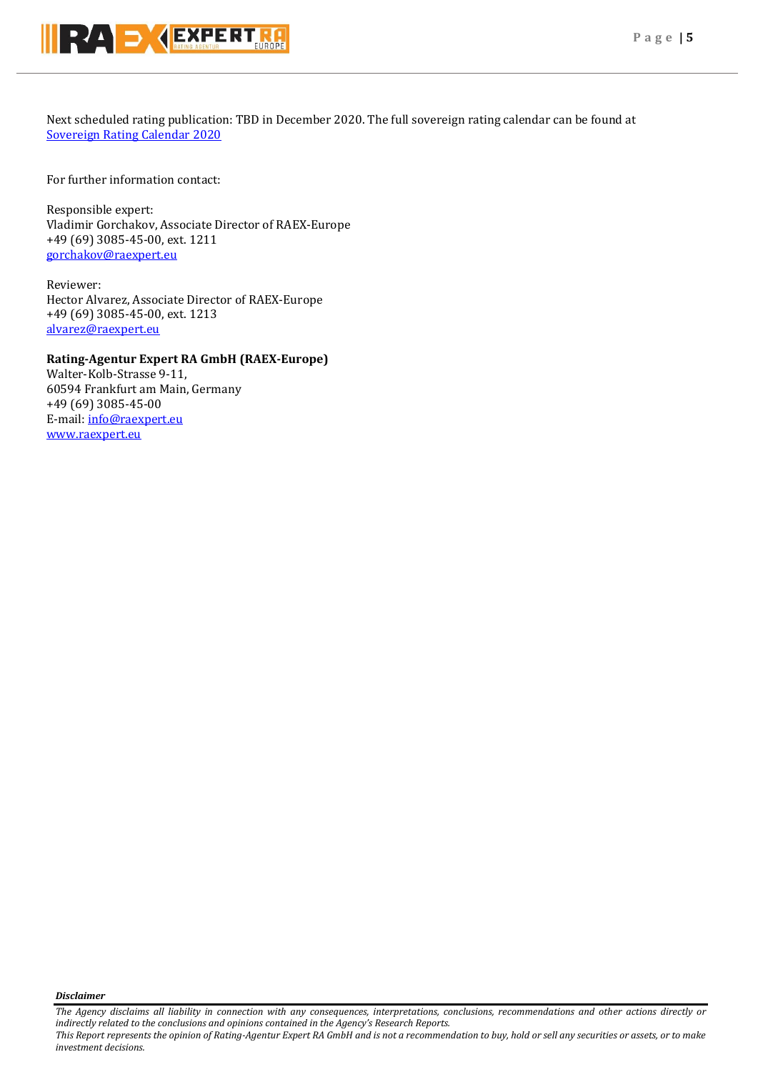Next scheduled rating publication: TBD in December 2020. The full sovereign rating calendar can be found at [Sovereign Rating Calendar 2020]

For further information contact:

Responsible expert:
Vladimir Gorchakov, Associate Director of RAEX-Europe
+49 (69) 3085-45-00, ext. 1211
gorchakov@raexpert.eu

Reviewer:
Hector Alvarez, Associate Director of RAEX-Europe
+49 (69) 3085-45-00, ext. 1213
alvarez@raexpert.eu

**Rating-Agentur Expert RA GmbH (RAEX-Europe)**
Walter-Kolb-Strasse 9-11,
60594 Frankfurt am Main, Germany
+49 (69) 3085-45-00
E-mail: info@raexpert.eu
www.raexpert.eu

***Disclaimer***

*The Agency disclaims all liability in connection with any consequences, interpretations, conclusions, recommendations and other actions directly or indirectly related to the conclusions and opinions contained in the Agency's Research Reports.*
*This Report represents the opinion of Rating-Agentur Expert RA GmbH and is not a recommendation to buy, hold or sell any securities or assets, or to make investment decisions.*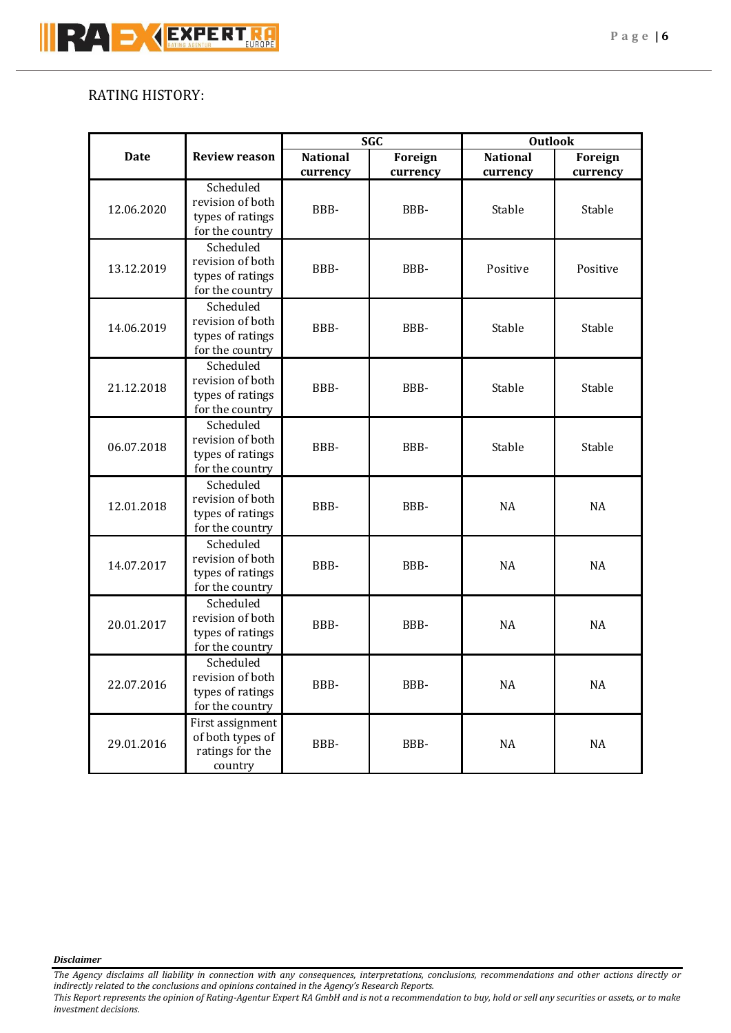RATING HISTORY:

| Date | Review reason | SGC | | Outlook | |
|---|---|---|---|---|---|
| | | National currency | Foreign currency | National currency | Foreign currency |
| 12.06.2020 | Scheduled revision of both types of ratings for the country | BBB- | BBB- | Stable | Stable |
| 13.12.2019 | Scheduled revision of both types of ratings for the country | BBB- | BBB- | Positive | Positive |
| 14.06.2019 | Scheduled revision of both types of ratings for the country | BBB- | BBB- | Stable | Stable |
| 21.12.2018 | Scheduled revision of both types of ratings for the country | BBB- | BBB- | Stable | Stable |
| 06.07.2018 | Scheduled revision of both types of ratings for the country | BBB- | BBB- | Stable | Stable |
| 12.01.2018 | Scheduled revision of both types of ratings for the country | BBB- | BBB- | NA | NA |
| 14.07.2017 | Scheduled revision of both types of ratings for the country | BBB- | BBB- | NA | NA |
| 20.01.2017 | Scheduled revision of both types of ratings for the country | BBB- | BBB- | NA | NA |
| 22.07.2016 | Scheduled revision of both types of ratings for the country | BBB- | BBB- | NA | NA |
| 29.01.2016 | First assignment of both types of ratings for the country | BBB- | BBB- | NA | NA |

***Disclaimer***

*The Agency disclaims all liability in connection with any consequences, interpretations, conclusions, recommendations and other actions directly or indirectly related to the conclusions and opinions contained in the Agency's Research Reports.*
*This Report represents the opinion of Rating-Agentur Expert RA GmbH and is not a recommendation to buy, hold or sell any securities or assets, or to make investment decisions.*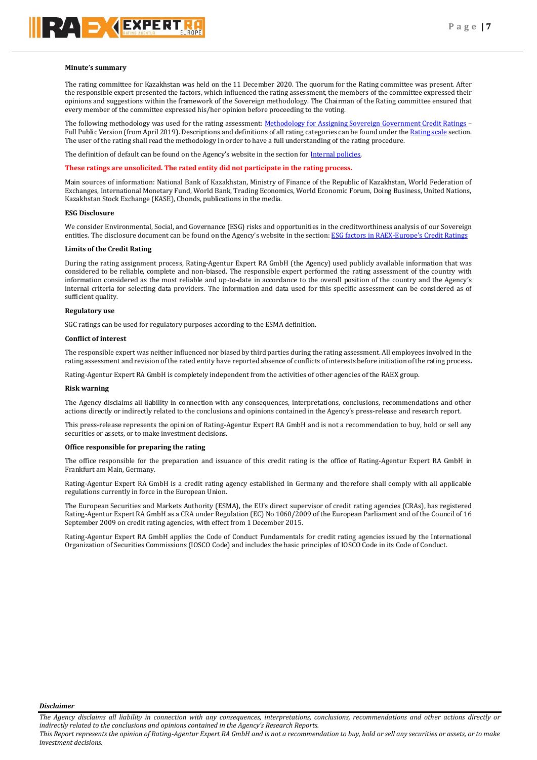**Minute's summary**

The rating committee for Kazakhstan was held on the 11 December 2020. The quorum for the Rating committee was present. After the responsible expert presented the factors, which influenced the rating assessment, the members of the committee expressed their opinions and suggestions within the framework of the Sovereign methodology. The Chairman of the Rating committee ensured that every member of the committee expressed his/her opinion before proceeding to the voting.

The following methodology was used for the rating assessment: Methodology for Assigning Sovereign Government Credit Ratings – Full Public Version (from April 2019). Descriptions and definitions of all rating categories can be found under the Rating scale section. The user of the rating shall read the methodology in order to have a full understanding of the rating procedure.

The definition of default can be found on the Agency's website in the section for Internal policies.

**These ratings are unsolicited. The rated entity did not participate in the rating process.**

Main sources of information: National Bank of Kazakhstan, Ministry of Finance of the Republic of Kazakhstan, World Federation of Exchanges, International Monetary Fund, World Bank, Trading Economics, World Economic Forum, Doing Business, United Nations, Kazakhstan Stock Exchange (KASE), Cbonds, publications in the media.

**ESG Disclosure**

We consider Environmental, Social, and Governance (ESG) risks and opportunities in the creditworthiness analysis of our Sovereign entities. The disclosure document can be found on the Agency's website in the section: ESG factors in RAEX-Europe's Credit Ratings

**Limits of the Credit Rating**

During the rating assignment process, Rating-Agentur Expert RA GmbH (the Agency) used publicly available information that was considered to be reliable, complete and non-biased. The responsible expert performed the rating assessment of the country with information considered as the most reliable and up-to-date in accordance to the overall position of the country and the Agency's internal criteria for selecting data providers. The information and data used for this specific assessment can be considered as of sufficient quality.

**Regulatory use**

SGC ratings can be used for regulatory purposes according to the ESMA definition.

**Conflict of interest**

The responsible expert was neither influenced nor biased by third parties during the rating assessment. All employees involved in the rating assessment and revision of the rated entity have reported absence of conflicts of interests before initiation of the rating process.

Rating-Agentur Expert RA GmbH is completely independent from the activities of other agencies of the RAEX group.

**Risk warning**

The Agency disclaims all liability in connection with any consequences, interpretations, conclusions, recommendations and other actions directly or indirectly related to the conclusions and opinions contained in the Agency's press-release and research report.

This press-release represents the opinion of Rating-Agentur Expert RA GmbH and is not a recommendation to buy, hold or sell any securities or assets, or to make investment decisions.

**Office responsible for preparing the rating**

The office responsible for the preparation and issuance of this credit rating is the office of Rating-Agentur Expert RA GmbH in Frankfurt am Main, Germany.

Rating-Agentur Expert RA GmbH is a credit rating agency established in Germany and therefore shall comply with all applicable regulations currently in force in the European Union.

The European Securities and Markets Authority (ESMA), the EU's direct supervisor of credit rating agencies (CRAs), has registered Rating-Agentur Expert RA GmbH as a CRA under Regulation (EC) No 1060/2009 of the European Parliament and of the Council of 16 September 2009 on credit rating agencies, with effect from 1 December 2015.

Rating-Agentur Expert RA GmbH applies the Code of Conduct Fundamentals for credit rating agencies issued by the International Organization of Securities Commissions (IOSCO Code) and includes the basic principles of IOSCO Code in its Code of Conduct.

***Disclaimer***

*The Agency disclaims all liability in connection with any consequences, interpretations, conclusions, recommendations and other actions directly or indirectly related to the conclusions and opinions contained in the Agency's Research Reports.*

*This Report represents the opinion of Rating-Agentur Expert RA GmbH and is not a recommendation to buy, hold or sell any securities or assets, or to make investment decisions.*